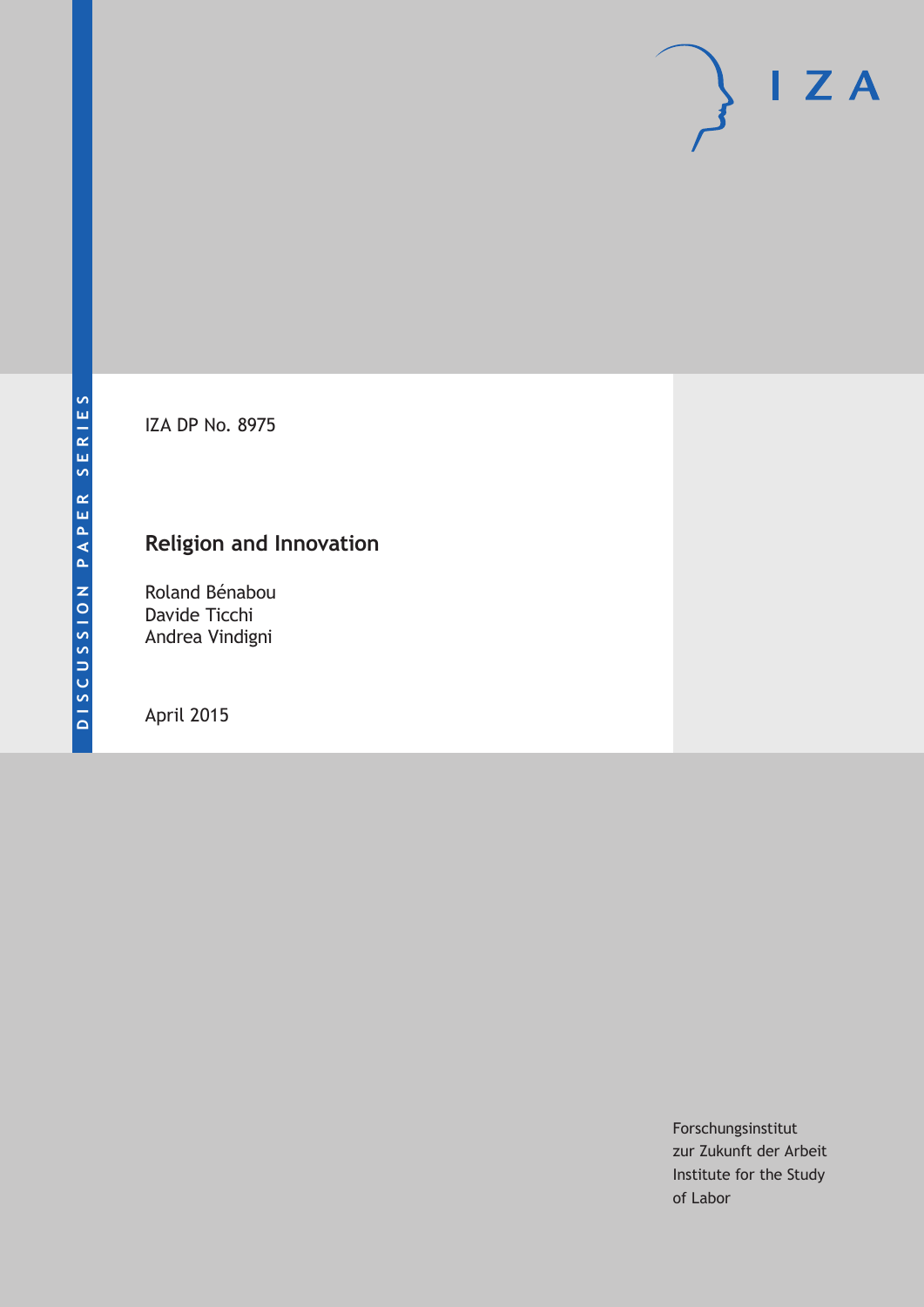IZA DP No. 8975

# Religion and Innovation

Roland Bénabou
Davide Ticchi
Andrea Vindigni

April 2015

DISCUSSION PAPER SERIES

Forschungsinstitut
zur Zukunft der Arbeit
Institute for the Study
of Labor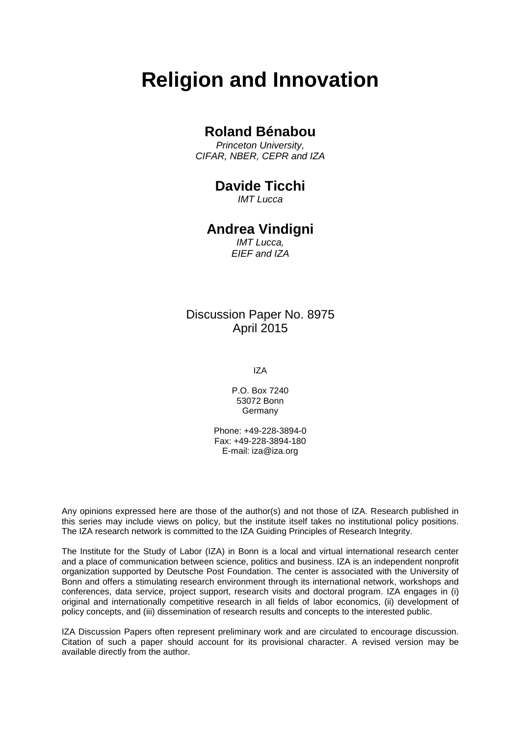# Religion and Innovation

**Roland Bénabou**

*Princeton University,*
*CIFAR, NBER, CEPR and IZA*

**Davide Ticchi**

*IMT Lucca*

**Andrea Vindigni**

*IMT Lucca,*
*EIEF and IZA*

Discussion Paper No. 8975
April 2015

IZA

P.O. Box 7240
53072 Bonn
Germany

Phone: +49-228-3894-0
Fax: +49-228-3894-180
E-mail: iza@iza.org

Any opinions expressed here are those of the author(s) and not those of IZA. Research published in this series may include views on policy, but the institute itself takes no institutional policy positions. The IZA research network is committed to the IZA Guiding Principles of Research Integrity.

The Institute for the Study of Labor (IZA) in Bonn is a local and virtual international research center and a place of communication between science, politics and business. IZA is an independent nonprofit organization supported by Deutsche Post Foundation. The center is associated with the University of Bonn and offers a stimulating research environment through its international network, workshops and conferences, data service, project support, research visits and doctoral program. IZA engages in (i) original and internationally competitive research in all fields of labor economics, (ii) development of policy concepts, and (iii) dissemination of research results and concepts to the interested public.

IZA Discussion Papers often represent preliminary work and are circulated to encourage discussion. Citation of such a paper should account for its provisional character. A revised version may be available directly from the author.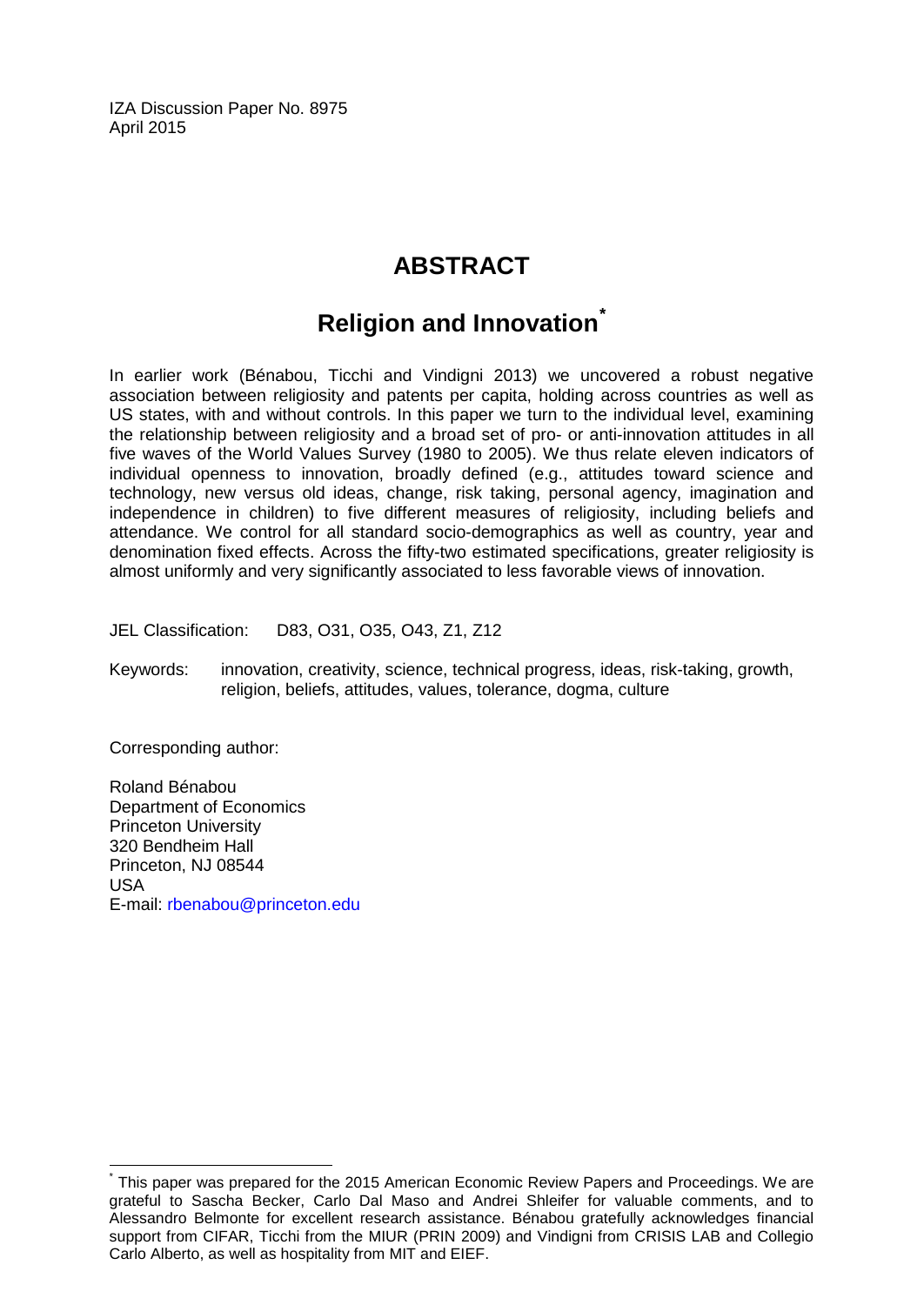IZA Discussion Paper No. 8975
April 2015

# ABSTRACT

## Religion and Innovation*

In earlier work (Bénabou, Ticchi and Vindigni 2013) we uncovered a robust negative association between religiosity and patents per capita, holding across countries as well as US states, with and without controls. In this paper we turn to the individual level, examining the relationship between religiosity and a broad set of pro- or anti-innovation attitudes in all five waves of the World Values Survey (1980 to 2005). We thus relate eleven indicators of individual openness to innovation, broadly defined (e.g., attitudes toward science and technology, new versus old ideas, change, risk taking, personal agency, imagination and independence in children) to five different measures of religiosity, including beliefs and attendance. We control for all standard socio-demographics as well as country, year and denomination fixed effects. Across the fifty-two estimated specifications, greater religiosity is almost uniformly and very significantly associated to less favorable views of innovation.

JEL Classification: D83, O31, O35, O43, Z1, Z12

Keywords: innovation, creativity, science, technical progress, ideas, risk-taking, growth, religion, beliefs, attitudes, values, tolerance, dogma, culture

Corresponding author:

Roland Bénabou
Department of Economics
Princeton University
320 Bendheim Hall
Princeton, NJ 08544
USA
E-mail: rbenabou@princeton.edu

---

\* This paper was prepared for the 2015 American Economic Review Papers and Proceedings. We are grateful to Sascha Becker, Carlo Dal Maso and Andrei Shleifer for valuable comments, and to Alessandro Belmonte for excellent research assistance. Bénabou gratefully acknowledges financial support from CIFAR, Ticchi from the MIUR (PRIN 2009) and Vindigni from CRISIS LAB and Collegio Carlo Alberto, as well as hospitality from MIT and EIEF.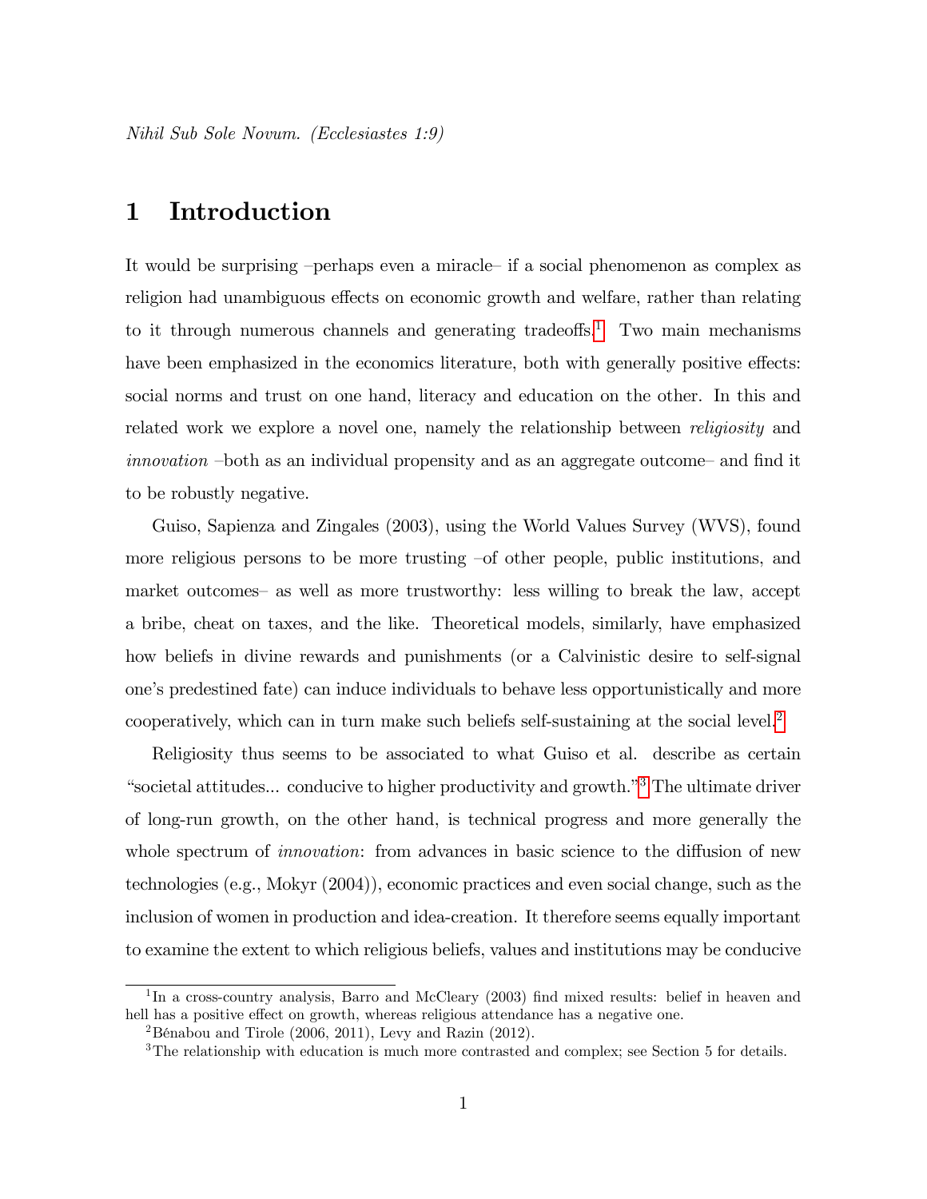*Nihil Sub Sole Novum. (Ecclesiastes 1:9)*

# 1 Introduction

It would be surprising –perhaps even a miracle– if a social phenomenon as complex as religion had unambiguous effects on economic growth and welfare, rather than relating to it through numerous channels and generating tradeoffs.[1] Two main mechanisms have been emphasized in the economics literature, both with generally positive effects: social norms and trust on one hand, literacy and education on the other. In this and related work we explore a novel one, namely the relationship between *religiosity* and *innovation* –both as an individual propensity and as an aggregate outcome– and find it to be robustly negative.

Guiso, Sapienza and Zingales (2003), using the World Values Survey (WVS), found more religious persons to be more trusting –of other people, public institutions, and market outcomes– as well as more trustworthy: less willing to break the law, accept a bribe, cheat on taxes, and the like. Theoretical models, similarly, have emphasized how beliefs in divine rewards and punishments (or a Calvinistic desire to self-signal one's predestined fate) can induce individuals to behave less opportunistically and more cooperatively, which can in turn make such beliefs self-sustaining at the social level.[2]

Religiosity thus seems to be associated to what Guiso et al. describe as certain "societal attitudes... conducive to higher productivity and growth."[3] The ultimate driver of long-run growth, on the other hand, is technical progress and more generally the whole spectrum of *innovation*: from advances in basic science to the diffusion of new technologies (e.g., Mokyr (2004)), economic practices and even social change, such as the inclusion of women in production and idea-creation. It therefore seems equally important to examine the extent to which religious beliefs, values and institutions may be conducive

---

[1] In a cross-country analysis, Barro and McCleary (2003) find mixed results: belief in heaven and hell has a positive effect on growth, whereas religious attendance has a negative one.

[2] Bénabou and Tirole (2006, 2011), Levy and Razin (2012).

[3] The relationship with education is much more contrasted and complex; see Section 5 for details.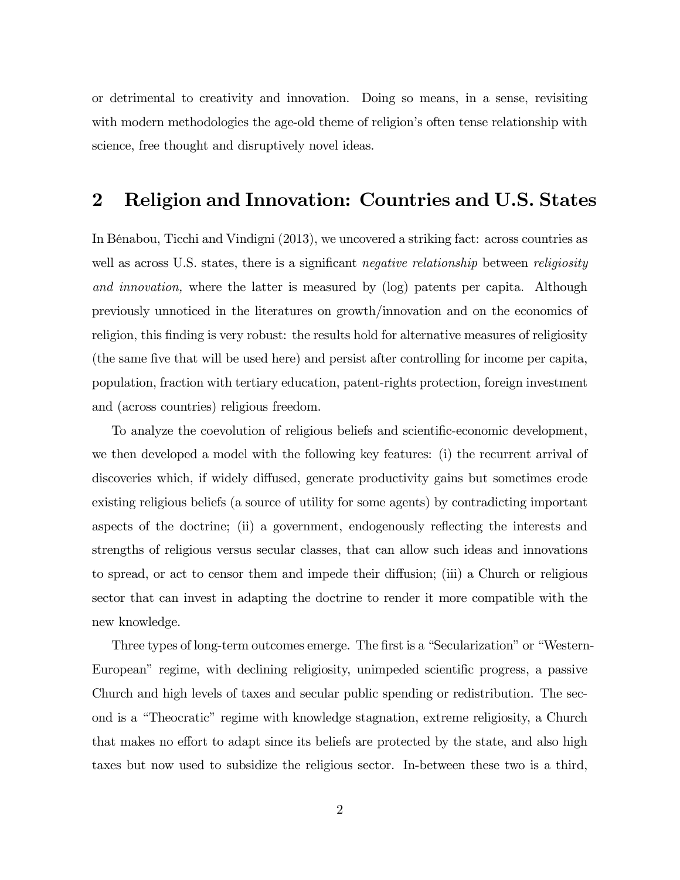or detrimental to creativity and innovation. Doing so means, in a sense, revisiting with modern methodologies the age-old theme of religion's often tense relationship with science, free thought and disruptively novel ideas.

## 2 Religion and Innovation: Countries and U.S. States

In Bénabou, Ticchi and Vindigni (2013), we uncovered a striking fact: across countries as well as across U.S. states, there is a significant *negative relationship* between *religiosity and innovation,* where the latter is measured by (log) patents per capita. Although previously unnoticed in the literatures on growth/innovation and on the economics of religion, this finding is very robust: the results hold for alternative measures of religiosity (the same five that will be used here) and persist after controlling for income per capita, population, fraction with tertiary education, patent-rights protection, foreign investment and (across countries) religious freedom.

To analyze the coevolution of religious beliefs and scientific-economic development, we then developed a model with the following key features: (i) the recurrent arrival of discoveries which, if widely diffused, generate productivity gains but sometimes erode existing religious beliefs (a source of utility for some agents) by contradicting important aspects of the doctrine; (ii) a government, endogenously reflecting the interests and strengths of religious versus secular classes, that can allow such ideas and innovations to spread, or act to censor them and impede their diffusion; (iii) a Church or religious sector that can invest in adapting the doctrine to render it more compatible with the new knowledge.

Three types of long-term outcomes emerge. The first is a "Secularization" or "Western-European" regime, with declining religiosity, unimpeded scientific progress, a passive Church and high levels of taxes and secular public spending or redistribution. The second is a "Theocratic" regime with knowledge stagnation, extreme religiosity, a Church that makes no effort to adapt since its beliefs are protected by the state, and also high taxes but now used to subsidize the religious sector. In-between these two is a third,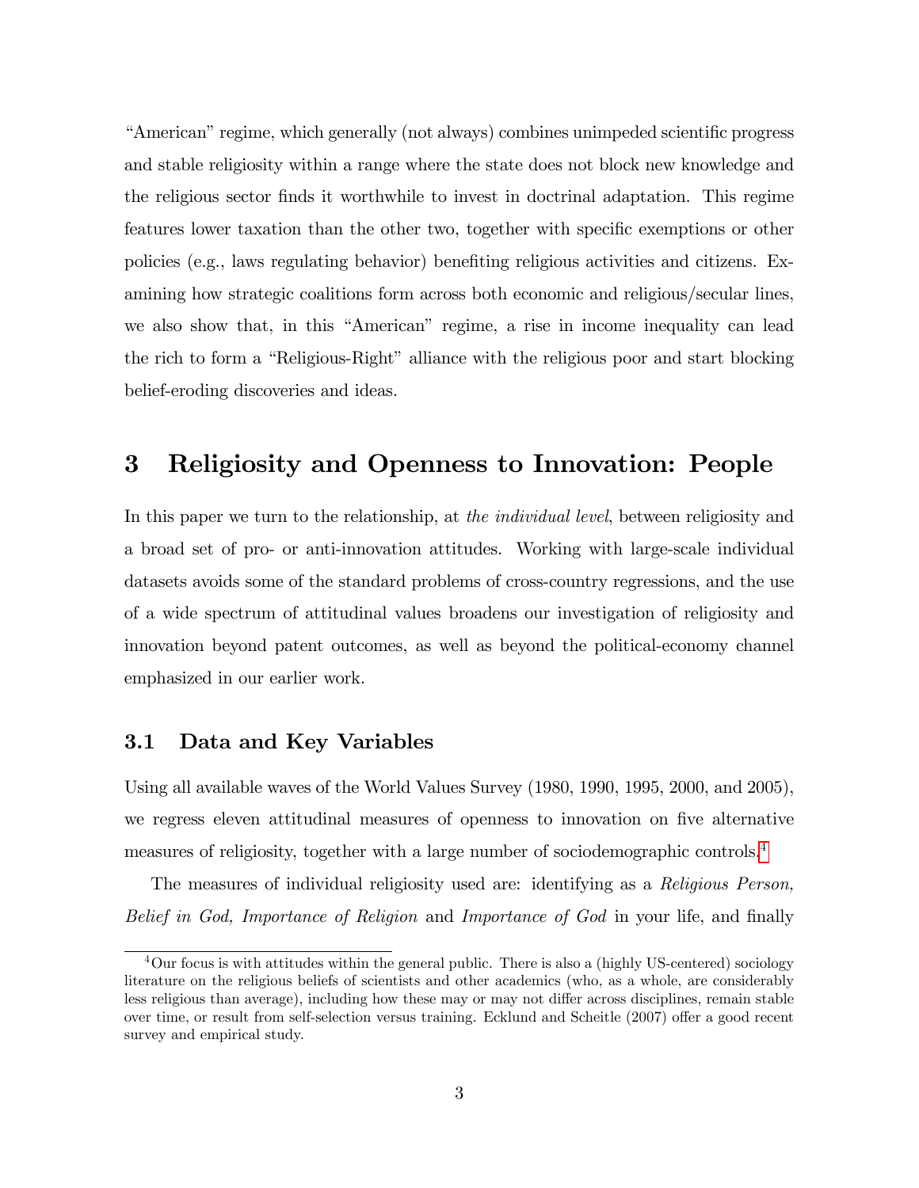"American" regime, which generally (not always) combines unimpeded scientific progress and stable religiosity within a range where the state does not block new knowledge and the religious sector finds it worthwhile to invest in doctrinal adaptation. This regime features lower taxation than the other two, together with specific exemptions or other policies (e.g., laws regulating behavior) benefiting religious activities and citizens. Examining how strategic coalitions form across both economic and religious/secular lines, we also show that, in this "American" regime, a rise in income inequality can lead the rich to form a "Religious-Right" alliance with the religious poor and start blocking belief-eroding discoveries and ideas.

# 3 Religiosity and Openness to Innovation: People

In this paper we turn to the relationship, at *the individual level*, between religiosity and a broad set of pro- or anti-innovation attitudes. Working with large-scale individual datasets avoids some of the standard problems of cross-country regressions, and the use of a wide spectrum of attitudinal values broadens our investigation of religiosity and innovation beyond patent outcomes, as well as beyond the political-economy channel emphasized in our earlier work.

## 3.1 Data and Key Variables

Using all available waves of the World Values Survey (1980, 1990, 1995, 2000, and 2005), we regress eleven attitudinal measures of openness to innovation on five alternative measures of religiosity, together with a large number of sociodemographic controls.[4]

The measures of individual religiosity used are: identifying as a *Religious Person, Belief in God, Importance of Religion* and *Importance of God* in your life, and finally

[4] Our focus is with attitudes within the general public. There is also a (highly US-centered) sociology literature on the religious beliefs of scientists and other academics (who, as a whole, are considerably less religious than average), including how these may or may not differ across disciplines, remain stable over time, or result from self-selection versus training. Ecklund and Scheitle (2007) offer a good recent survey and empirical study.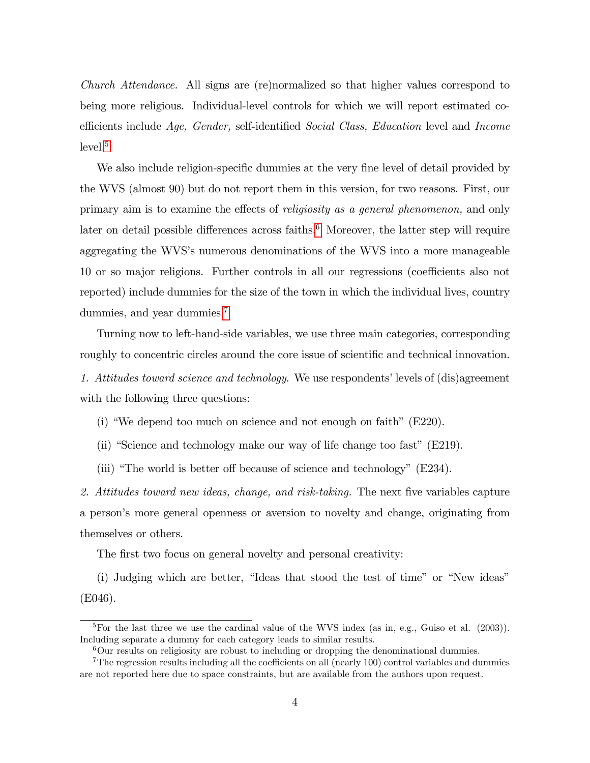*Church Attendance.* All signs are (re)normalized so that higher values correspond to being more religious. Individual-level controls for which we will report estimated coefficients include *Age, Gender,* self-identified *Social Class, Education* level and *Income* level.[5]

We also include religion-specific dummies at the very fine level of detail provided by the WVS (almost 90) but do not report them in this version, for two reasons. First, our primary aim is to examine the effects of *religiosity as a general phenomenon,* and only later on detail possible differences across faiths.[6] Moreover, the latter step will require aggregating the WVS's numerous denominations of the WVS into a more manageable 10 or so major religions. Further controls in all our regressions (coefficients also not reported) include dummies for the size of the town in which the individual lives, country dummies, and year dummies.[7]

Turning now to left-hand-side variables, we use three main categories, corresponding roughly to concentric circles around the core issue of scientific and technical innovation.

*1. Attitudes toward science and technology*. We use respondents' levels of (dis)agreement with the following three questions:

(i) "We depend too much on science and not enough on faith" (E220).

(ii) "Science and technology make our way of life change too fast" (E219).

(iii) "The world is better off because of science and technology" (E234).

*2. Attitudes toward new ideas, change, and risk-taking.* The next five variables capture a person's more general openness or aversion to novelty and change, originating from themselves or others.

The first two focus on general novelty and personal creativity:

(i) Judging which are better, "Ideas that stood the test of time" or "New ideas" (E046).

---

[5] For the last three we use the cardinal value of the WVS index (as in, e.g., Guiso et al. (2003)). Including separate a dummy for each category leads to similar results.

[6] Our results on religiosity are robust to including or dropping the denominational dummies.

[7] The regression results including all the coefficients on all (nearly 100) control variables and dummies are not reported here due to space constraints, but are available from the authors upon request.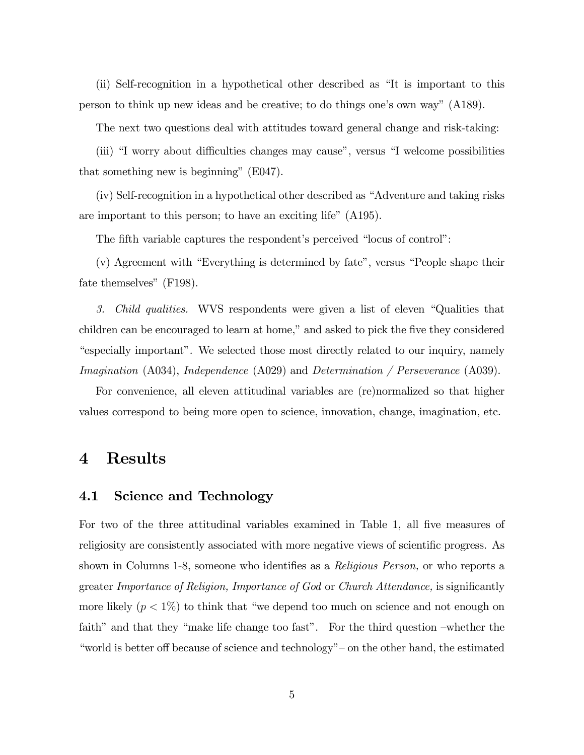(ii) Self-recognition in a hypothetical other described as "It is important to this person to think up new ideas and be creative; to do things one's own way" (A189).

The next two questions deal with attitudes toward general change and risk-taking:

(iii) "I worry about difficulties changes may cause", versus "I welcome possibilities that something new is beginning" (E047).

(iv) Self-recognition in a hypothetical other described as "Adventure and taking risks are important to this person; to have an exciting life" (A195).

The fifth variable captures the respondent's perceived "locus of control":

(v) Agreement with "Everything is determined by fate", versus "People shape their fate themselves" (F198).

*3. Child qualities.* WVS respondents were given a list of eleven "Qualities that children can be encouraged to learn at home," and asked to pick the five they considered "especially important". We selected those most directly related to our inquiry, namely *Imagination* (A034), *Independence* (A029) and *Determination / Perseverance* (A039).

For convenience, all eleven attitudinal variables are (re)normalized so that higher values correspond to being more open to science, innovation, change, imagination, etc.

# 4 Results

## 4.1 Science and Technology

For two of the three attitudinal variables examined in Table 1, all five measures of religiosity are consistently associated with more negative views of scientific progress. As shown in Columns 1-8, someone who identifies as a *Religious Person,* or who reports a greater *Importance of Religion, Importance of God* or *Church Attendance,* is significantly more likely ($p < 1\%$) to think that "we depend too much on science and not enough on faith" and that they "make life change too fast". For the third question –whether the "world is better off because of science and technology"– on the other hand, the estimated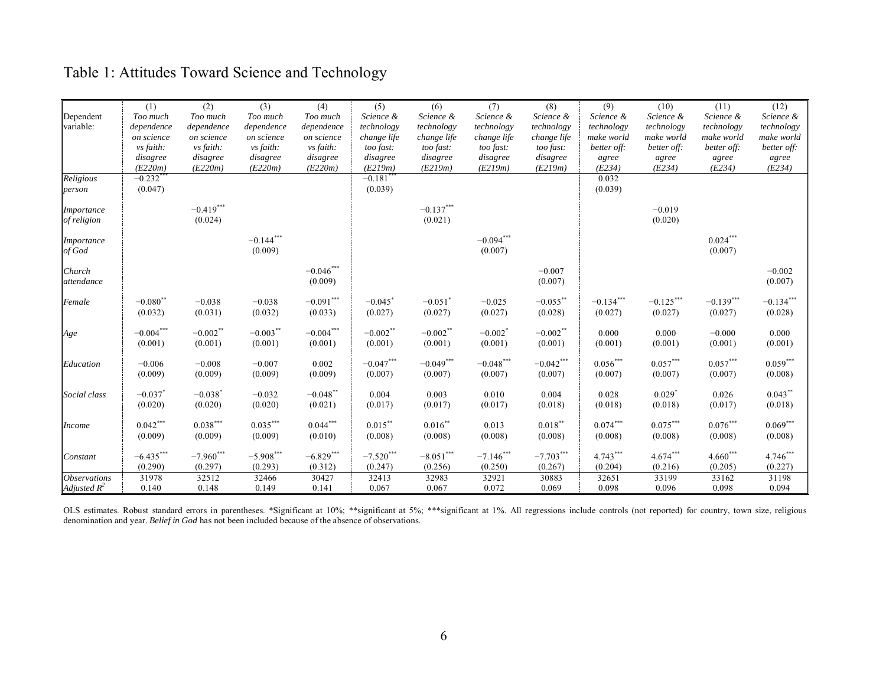# Table 1: Attitudes Toward Science and Technology

| | (1) | (2) | (3) | (4) | (5) | (6) | (7) | (8) | (9) | (10) | (11) | (12) |
|---|---|---|---|---|---|---|---|---|---|---|---|---|
| Dependent variable: | *Too much dependence on science vs faith: disagree (E220m)* | *Too much dependence on science vs faith: disagree (E220m)* | *Too much dependence on science vs faith: disagree (E220m)* | *Too much dependence on science vs faith: disagree (E220m)* | *Science & technology change life too fast: disagree (E219m)* | *Science & technology change life too fast: disagree (E219m)* | *Science & technology change life too fast: disagree (E219m)* | *Science & technology change life too fast: disagree (E219m)* | *Science & technology make world better off: agree (E234)* | *Science & technology make world better off: agree (E234)* | *Science & technology make world better off: agree (E234)* | *Science & technology make world better off: agree (E234)* |
| *Religious person* | $-0.232^{***}$ | | | | $-0.181^{***}$ | | | | 0.032 | | | |
| | (0.047) | | | | (0.039) | | | | (0.039) | | | |
| *Importance of religion* | | $-0.419^{***}$ | | | | $-0.137^{***}$ | | | | $-0.019$ | | |
| | | (0.024) | | | | (0.021) | | | | (0.020) | | |
| *Importance of God* | | | $-0.144^{***}$ | | | | $-0.094^{***}$ | | | | $0.024^{***}$ | |
| | | | (0.009) | | | | (0.007) | | | | (0.007) | |
| *Church attendance* | | | | $-0.046^{***}$ | | | | $-0.007$ | | | | $-0.002$ |
| | | | | (0.009) | | | | (0.007) | | | | (0.007) |
| *Female* | $-0.080^{**}$ | $-0.038$ | $-0.038$ | $-0.091^{***}$ | $-0.045^{*}$ | $-0.051^{*}$ | $-0.025$ | $-0.055^{**}$ | $-0.134^{***}$ | $-0.125^{***}$ | $-0.139^{***}$ | $-0.134^{***}$ |
| | (0.032) | (0.031) | (0.032) | (0.033) | (0.027) | (0.027) | (0.027) | (0.028) | (0.027) | (0.027) | (0.027) | (0.028) |
| *Age* | $-0.004^{***}$ | $-0.002^{**}$ | $-0.003^{**}$ | $-0.004^{***}$ | $-0.002^{**}$ | $-0.002^{**}$ | $-0.002^{*}$ | $-0.002^{**}$ | 0.000 | 0.000 | $-0.000$ | 0.000 |
| | (0.001) | (0.001) | (0.001) | (0.001) | (0.001) | (0.001) | (0.001) | (0.001) | (0.001) | (0.001) | (0.001) | (0.001) |
| *Education* | $-0.006$ | $-0.008$ | $-0.007$ | 0.002 | $-0.047^{***}$ | $-0.049^{***}$ | $-0.048^{***}$ | $-0.042^{***}$ | $0.056^{***}$ | $0.057^{***}$ | $0.057^{***}$ | $0.059^{***}$ |
| | (0.009) | (0.009) | (0.009) | (0.009) | (0.007) | (0.007) | (0.007) | (0.007) | (0.007) | (0.007) | (0.007) | (0.008) |
| *Social class* | $-0.037^{*}$ | $-0.038^{*}$ | $-0.032$ | $-0.048^{**}$ | 0.004 | 0.003 | 0.010 | 0.004 | 0.028 | $0.029^{*}$ | 0.026 | $0.043^{**}$ |
| | (0.020) | (0.020) | (0.020) | (0.021) | (0.017) | (0.017) | (0.017) | (0.018) | (0.018) | (0.018) | (0.017) | (0.018) |
| *Income* | $0.042^{***}$ | $0.038^{***}$ | $0.035^{***}$ | $0.044^{***}$ | $0.015^{**}$ | $0.016^{**}$ | 0.013 | $0.018^{**}$ | $0.074^{***}$ | $0.075^{***}$ | $0.076^{***}$ | $0.069^{***}$ |
| | (0.009) | (0.009) | (0.009) | (0.010) | (0.008) | (0.008) | (0.008) | (0.008) | (0.008) | (0.008) | (0.008) | (0.008) |
| *Constant* | $-6.435^{***}$ | $-7.960^{***}$ | $-5.908^{***}$ | $-6.829^{***}$ | $-7.520^{***}$ | $-8.051^{***}$ | $-7.146^{***}$ | $-7.703^{***}$ | $4.743^{***}$ | $4.674^{***}$ | $4.660^{***}$ | $4.746^{***}$ |
| | (0.290) | (0.297) | (0.293) | (0.312) | (0.247) | (0.256) | (0.250) | (0.267) | (0.204) | (0.216) | (0.205) | (0.227) |
| *Observations* | 31978 | 32512 | 32466 | 30427 | 32413 | 32983 | 32921 | 30883 | 32651 | 33199 | 33162 | 31198 |
| *Adjusted $R^2$* | 0.140 | 0.148 | 0.149 | 0.141 | 0.067 | 0.067 | 0.072 | 0.069 | 0.098 | 0.096 | 0.098 | 0.094 |

OLS estimates. Robust standard errors in parentheses. *Significant at 10%; **significant at 5%; ***significant at 1%. All regressions include controls (not reported) for country, town size, religious denomination and year. *Belief in God* has not been included because of the absence of observations.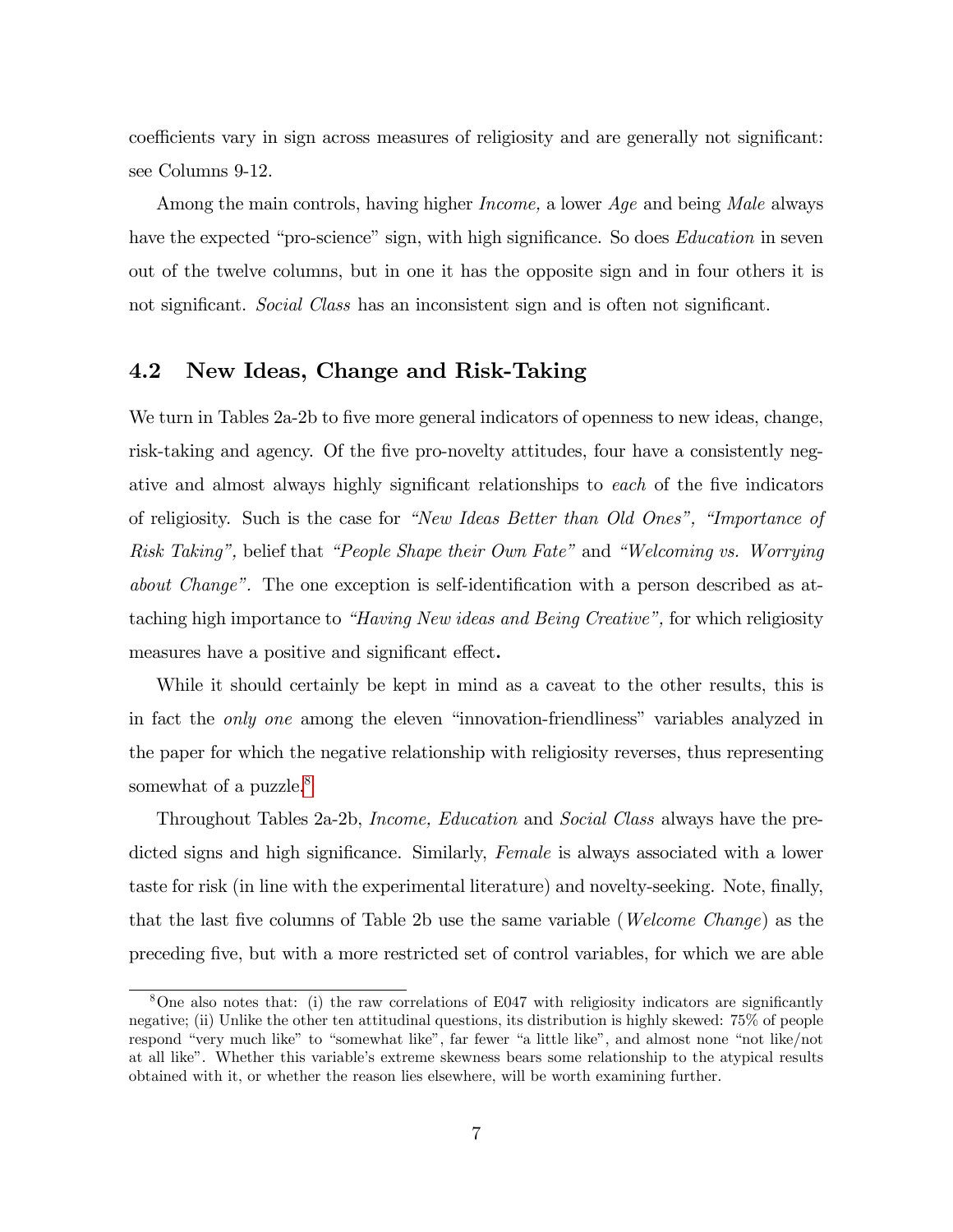coefficients vary in sign across measures of religiosity and are generally not significant: see Columns 9-12.

Among the main controls, having higher *Income,* a lower *Age* and being *Male* always have the expected "pro-science" sign, with high significance. So does *Education* in seven out of the twelve columns, but in one it has the opposite sign and in four others it is not significant. *Social Class* has an inconsistent sign and is often not significant.

## 4.2 New Ideas, Change and Risk-Taking

We turn in Tables 2a-2b to five more general indicators of openness to new ideas, change, risk-taking and agency. Of the five pro-novelty attitudes, four have a consistently negative and almost always highly significant relationships to *each* of the five indicators of religiosity. Such is the case for *"New Ideas Better than Old Ones", "Importance of Risk Taking",* belief that *"People Shape their Own Fate"* and *"Welcoming vs. Worrying about Change".* The one exception is self-identification with a person described as attaching high importance to *"Having New ideas and Being Creative",* for which religiosity measures have a positive and significant effect**.**

While it should certainly be kept in mind as a caveat to the other results, this is in fact the *only one* among the eleven "innovation-friendliness" variables analyzed in the paper for which the negative relationship with religiosity reverses, thus representing somewhat of a puzzle.[8]

Throughout Tables 2a-2b, *Income, Education* and *Social Class* always have the predicted signs and high significance. Similarly, *Female* is always associated with a lower taste for risk (in line with the experimental literature) and novelty-seeking. Note, finally, that the last five columns of Table 2b use the same variable (*Welcome Change*) as the preceding five, but with a more restricted set of control variables, for which we are able

[8] One also notes that: (i) the raw correlations of E047 with religiosity indicators are significantly negative; (ii) Unlike the other ten attitudinal questions, its distribution is highly skewed: 75% of people respond "very much like" to "somewhat like", far fewer "a little like", and almost none "not like/not at all like". Whether this variable's extreme skewness bears some relationship to the atypical results obtained with it, or whether the reason lies elsewhere, will be worth examining further.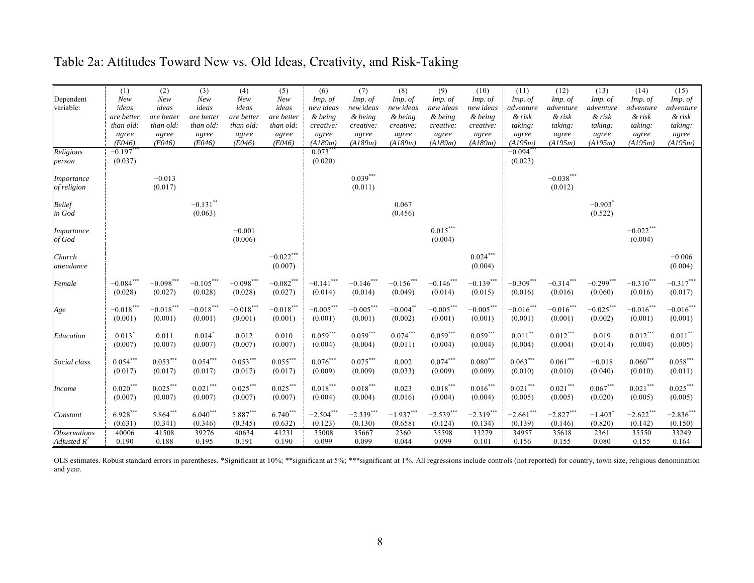# Table 2a: Attitudes Toward New vs. Old Ideas, Creativity, and Risk-Taking

| Dependent variable: | (1) *New ideas are better than old: agree (E046)* | (2) *New ideas are better than old: agree (E046)* | (3) *New ideas are better than old: agree (E046)* | (4) *New ideas are better than old: agree (E046)* | (5) *New ideas are better than old: agree (E046)* | (6) *Imp. of new ideas & being creative: agree (A189m)* | (7) *Imp. of new ideas & being creative: agree (A189m)* | (8) *Imp. of new ideas & being creative: agree (A189m)* | (9) *Imp. of new ideas & being creative: agree (A189m)* | (10) *Imp. of new ideas & being creative: agree (A189m)* | (11) *Imp. of adventure & risk taking: agree (A195m)* | (12) *Imp. of adventure & risk taking: agree (A195m)* | (13) *Imp. of adventure & risk taking: agree (A195m)* | (14) *Imp. of adventure & risk taking: agree (A195m)* | (15) *Imp. of adventure & risk taking: agree (A195m)* |
|---|---|---|---|---|---|---|---|---|---|---|---|---|---|---|---|
| *Religious person* | −0.197*** | | | | | 0.073*** | | | | | −0.094*** | | | | |
| | (0.037) | | | | | (0.020) | | | | | (0.023) | | | | |
| *Importance of religion* | | −0.013 | | | | | 0.039*** | | | | | −0.038*** | | | |
| | | (0.017) | | | | | (0.011) | | | | | (0.012) | | | |
| *Belief in God* | | | −0.131** | | | | | 0.067 | | | | | −0.903* | | |
| | | | (0.063) | | | | | (0.456) | | | | | (0.522) | | |
| *Importance of God* | | | | −0.001 | | | | | 0.015*** | | | | | −0.022*** | |
| | | | | (0.006) | | | | | (0.004) | | | | | (0.004) | |
| *Church attendance* | | | | | −0.022*** | | | | | 0.024*** | | | | | −0.006 |
| | | | | | (0.007) | | | | | (0.004) | | | | | (0.004) |
| *Female* | −0.084*** | −0.098*** | −0.105*** | −0.098*** | −0.082*** | −0.141*** | −0.146*** | −0.156*** | −0.146*** | −0.139*** | −0.309*** | −0.314*** | −0.299*** | −0.310*** | −0.317*** |
| | (0.028) | (0.027) | (0.028) | (0.028) | (0.027) | (0.014) | (0.014) | (0.049) | (0.014) | (0.015) | (0.016) | (0.016) | (0.060) | (0.016) | (0.017) |
| *Age* | −0.018*** | −0.018*** | −0.018*** | −0.018*** | −0.018*** | −0.005*** | −0.005*** | −0.004** | −0.005*** | −0.005*** | −0.016*** | −0.016*** | −0.025*** | −0.016*** | −0.016*** |
| | (0.001) | (0.001) | (0.001) | (0.001) | (0.001) | (0.001) | (0.001) | (0.002) | (0.001) | (0.001) | (0.001) | (0.001) | (0.002) | (0.001) | (0.001) |
| *Education* | 0.013* | 0.011 | 0.014* | 0.012 | 0.010 | 0.059*** | 0.059*** | 0.074*** | 0.059*** | 0.059*** | 0.011** | 0.012*** | 0.019 | 0.012*** | 0.011** |
| | (0.007) | (0.007) | (0.007) | (0.007) | (0.007) | (0.004) | (0.004) | (0.011) | (0.004) | (0.004) | (0.004) | (0.004) | (0.014) | (0.004) | (0.005) |
| *Social class* | 0.054*** | 0.053*** | 0.054*** | 0.053*** | 0.055*** | 0.076*** | 0.075*** | 0.002 | 0.074*** | 0.080*** | 0.063*** | 0.061*** | −0.018 | 0.060*** | 0.058*** |
| | (0.017) | (0.017) | (0.017) | (0.017) | (0.017) | (0.009) | (0.009) | (0.033) | (0.009) | (0.009) | (0.010) | (0.010) | (0.040) | (0.010) | (0.011) |
| *Income* | 0.020*** | 0.025*** | 0.021*** | 0.025*** | 0.025*** | 0.018*** | 0.018*** | 0.023 | 0.018*** | 0.016*** | 0.021*** | 0.021*** | 0.067*** | 0.021*** | 0.025*** |
| | (0.007) | (0.007) | (0.007) | (0.007) | (0.007) | (0.004) | (0.004) | (0.016) | (0.004) | (0.004) | (0.005) | (0.005) | (0.020) | (0.005) | (0.005) |
| *Constant* | 6.928*** | 5.864*** | 6.040*** | 5.887*** | 6.740*** | −2.504*** | −2.339*** | −1.937*** | −2.539*** | −2.319*** | −2.661*** | −2.827*** | −1.403* | −2.622*** | −2.836*** |
| | (0.631) | (0.341) | (0.346) | (0.345) | (0.632) | (0.123) | (0.130) | (0.658) | (0.124) | (0.134) | (0.139) | (0.146) | (0.820) | (0.142) | (0.150) |
| *Observations* | 40006 | 41508 | 39276 | 40634 | 41231 | 35008 | 35667 | 2360 | 35598 | 33279 | 34957 | 35618 | 2361 | 35550 | 33249 |
| *Adjusted $R^2$* | 0.190 | 0.188 | 0.195 | 0.191 | 0.190 | 0.099 | 0.099 | 0.044 | 0.099 | 0.101 | 0.156 | 0.155 | 0.080 | 0.155 | 0.164 |

OLS estimates. Robust standard errors in parentheses. *Significant at 10%; **significant at 5%; ***significant at 1%. All regressions include controls (not reported) for country, town size, religious denomination and year.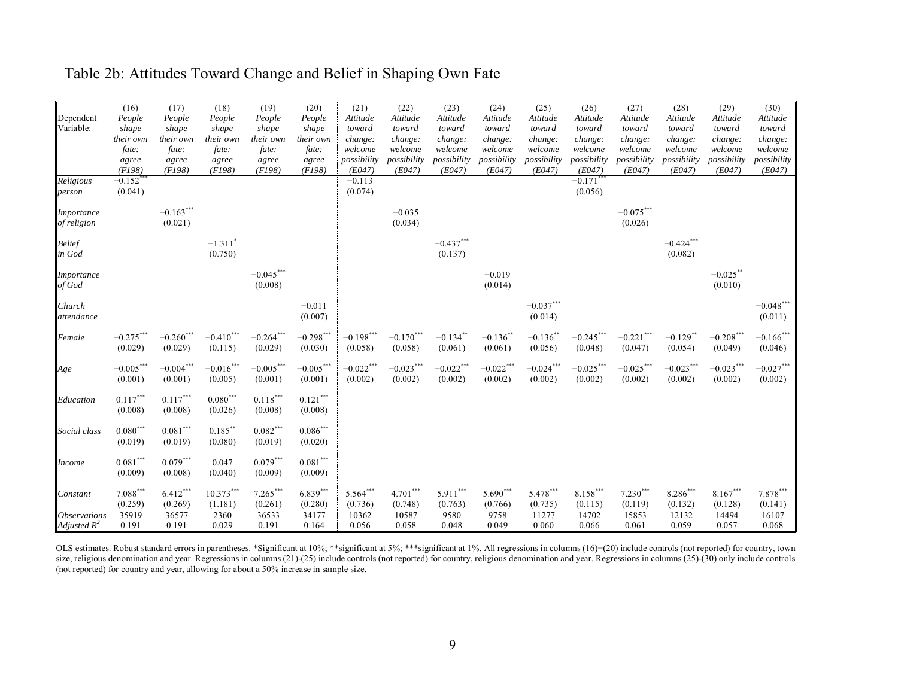# Table 2b: Attitudes Toward Change and Belief in Shaping Own Fate

| | (16) | (17) | (18) | (19) | (20) | (21) | (22) | (23) | (24) | (25) | (26) | (27) | (28) | (29) | (30) |
|---|---|---|---|---|---|---|---|---|---|---|---|---|---|---|---|
| Dependent Variable: | *People shape their own fate: agree (F198)* | *People shape their own fate: agree (F198)* | *People shape their own fate: agree (F198)* | *People shape their own fate: agree (F198)* | *People shape their own fate: agree (F198)* | *Attitude toward change: welcome possibility (E047)* | *Attitude toward change: welcome possibility (E047)* | *Attitude toward change: welcome possibility (E047)* | *Attitude toward change: welcome possibility (E047)* | *Attitude toward change: welcome possibility (E047)* | *Attitude toward change: welcome possibility (E047)* | *Attitude toward change: welcome possibility (E047)* | *Attitude toward change: welcome possibility (E047)* | *Attitude toward change: welcome possibility (E047)* | *Attitude toward change: welcome possibility (E047)* |
| *Religious person* | −0.152*** | | | | | −0.113 | | | | | −0.171*** | | | | |
| | (0.041) | | | | | (0.074) | | | | | (0.056) | | | | |
| *Importance of religion* | | −0.163*** | | | | | −0.035 | | | | | −0.075*** | | | |
| | | (0.021) | | | | | (0.034) | | | | | (0.026) | | | |
| *Belief in God* | | | −1.311* | | | | | −0.437*** | | | | | −0.424*** | | |
| | | | (0.750) | | | | | (0.137) | | | | | (0.082) | | |
| *Importance of God* | | | | −0.045*** | | | | | −0.019 | | | | | −0.025** | |
| | | | | (0.008) | | | | | (0.014) | | | | | (0.010) | |
| *Church attendance* | | | | | −0.011 | | | | | −0.037*** | | | | | −0.048*** |
| | | | | | (0.007) | | | | | (0.014) | | | | | (0.011) |
| *Female* | −0.275*** | −0.260*** | −0.410*** | −0.264*** | −0.298*** | −0.198*** | −0.170*** | −0.134** | −0.136** | −0.136** | −0.245*** | −0.221*** | −0.129** | −0.208*** | −0.166*** |
| | (0.029) | (0.029) | (0.115) | (0.029) | (0.030) | (0.058) | (0.058) | (0.061) | (0.061) | (0.056) | (0.048) | (0.047) | (0.054) | (0.049) | (0.046) |
| *Age* | −0.005*** | −0.004*** | −0.016*** | −0.005*** | −0.005*** | −0.022*** | −0.023*** | −0.022*** | −0.022*** | −0.024*** | −0.025*** | −0.025*** | −0.023*** | −0.023*** | −0.027*** |
| | (0.001) | (0.001) | (0.005) | (0.001) | (0.001) | (0.002) | (0.002) | (0.002) | (0.002) | (0.002) | (0.002) | (0.002) | (0.002) | (0.002) | (0.002) |
| *Education* | 0.117*** | 0.117*** | 0.080*** | 0.118*** | 0.121*** | | | | | | | | | | |
| | (0.008) | (0.008) | (0.026) | (0.008) | (0.008) | | | | | | | | | | |
| *Social class* | 0.080*** | 0.081*** | 0.185** | 0.082*** | 0.086*** | | | | | | | | | | |
| | (0.019) | (0.019) | (0.080) | (0.019) | (0.020) | | | | | | | | | | |
| *Income* | 0.081*** | 0.079*** | 0.047 | 0.079*** | 0.081*** | | | | | | | | | | |
| | (0.009) | (0.008) | (0.040) | (0.009) | (0.009) | | | | | | | | | | |
| *Constant* | 7.088*** | 6.412*** | 10.373*** | 7.265*** | 6.839*** | 5.564*** | 4.701*** | 5.911*** | 5.690*** | 5.478*** | 8.158*** | 7.230*** | 8.286*** | 8.167*** | 7.878*** |
| | (0.259) | (0.269) | (1.181) | (0.261) | (0.280) | (0.736) | (0.748) | (0.763) | (0.766) | (0.735) | (0.115) | (0.119) | (0.132) | (0.128) | (0.141) |
| *Observations* | 35919 | 36577 | 2360 | 36533 | 34177 | 10362 | 10587 | 9580 | 9758 | 11277 | 14702 | 15853 | 12132 | 14494 | 16107 |
| *Adjusted $R^2$* | 0.191 | 0.191 | 0.029 | 0.191 | 0.164 | 0.056 | 0.058 | 0.048 | 0.049 | 0.060 | 0.066 | 0.061 | 0.059 | 0.057 | 0.068 |

OLS estimates. Robust standard errors in parentheses. *Significant at 10%; **significant at 5%; ***significant at 1%. All regressions in columns (16)−(20) include controls (not reported) for country, town size, religious denomination and year. Regressions in columns (21)-(25) include controls (not reported) for country, religious denomination and year. Regressions in columns (25)-(30) only include controls (not reported) for country and year, allowing for about a 50% increase in sample size.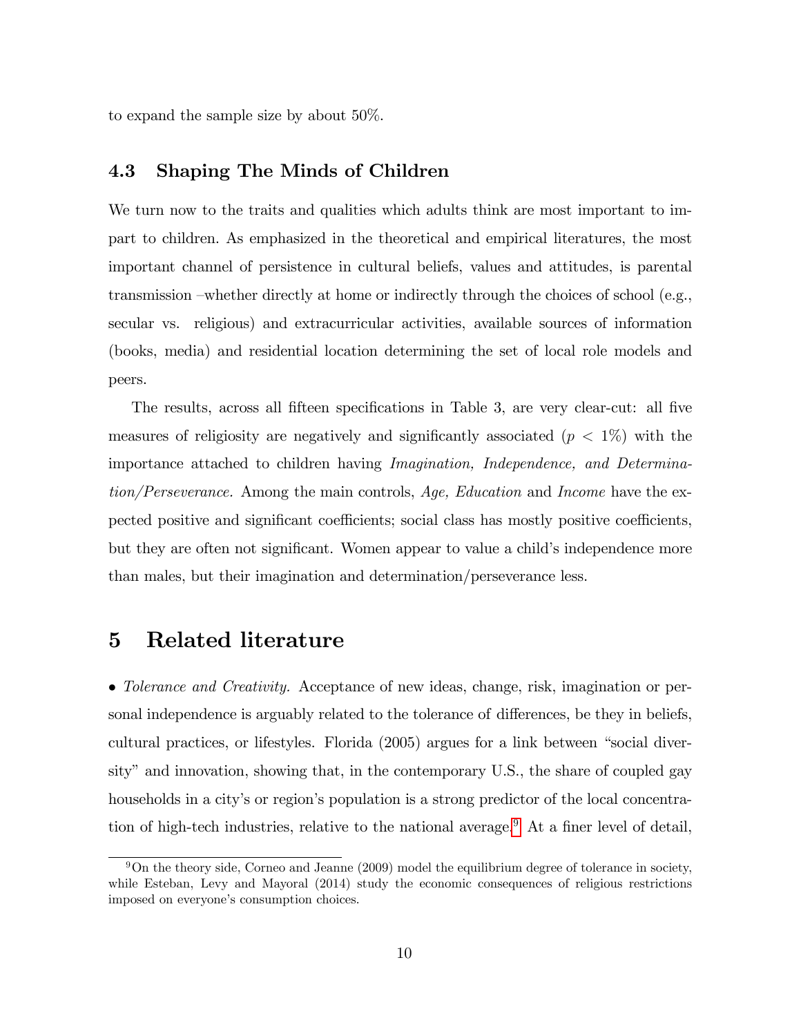to expand the sample size by about 50%.

### 4.3 Shaping The Minds of Children

We turn now to the traits and qualities which adults think are most important to impart to children. As emphasized in the theoretical and empirical literatures, the most important channel of persistence in cultural beliefs, values and attitudes, is parental transmission –whether directly at home or indirectly through the choices of school (e.g., secular vs. religious) and extracurricular activities, available sources of information (books, media) and residential location determining the set of local role models and peers.

The results, across all fifteen specifications in Table 3, are very clear-cut: all five measures of religiosity are negatively and significantly associated ($p < 1\%$) with the importance attached to children having *Imagination, Independence, and Determination/Perseverance.* Among the main controls, *Age, Education* and *Income* have the expected positive and significant coefficients; social class has mostly positive coefficients, but they are often not significant. Women appear to value a child's independence more than males, but their imagination and determination/perseverance less.

## 5 Related literature

• *Tolerance and Creativity.* Acceptance of new ideas, change, risk, imagination or personal independence is arguably related to the tolerance of differences, be they in beliefs, cultural practices, or lifestyles. Florida (2005) argues for a link between "social diversity" and innovation, showing that, in the contemporary U.S., the share of coupled gay households in a city's or region's population is a strong predictor of the local concentration of high-tech industries, relative to the national average.[9] At a finer level of detail,

[9] On the theory side, Corneo and Jeanne (2009) model the equilibrium degree of tolerance in society, while Esteban, Levy and Mayoral (2014) study the economic consequences of religious restrictions imposed on everyone's consumption choices.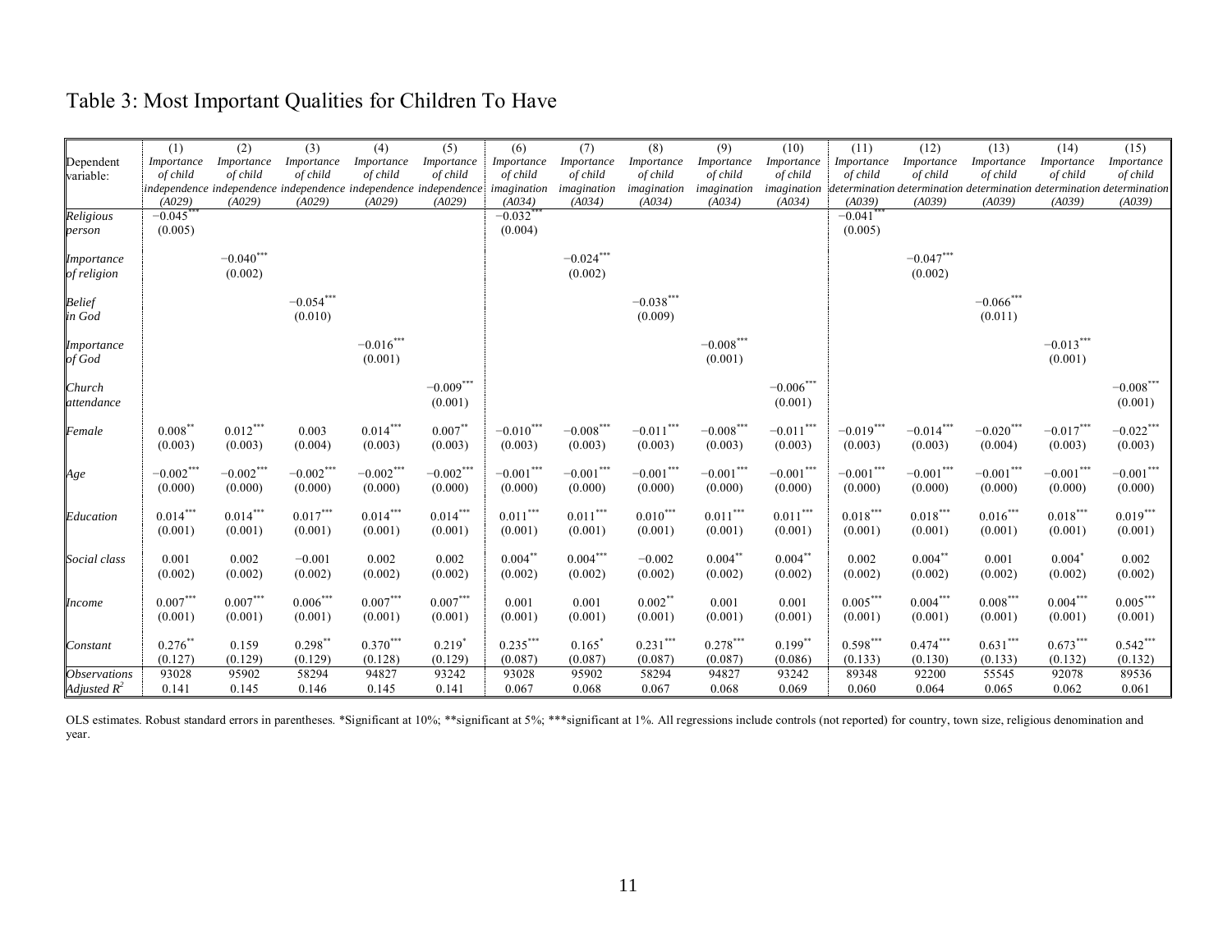# Table 3: Most Important Qualities for Children To Have

| Dependent variable: | (1) Importance of child independence (A029) | (2) Importance of child independence (A029) | (3) Importance of child independence (A029) | (4) Importance of child independence (A029) | (5) Importance of child independence (A029) | (6) Importance of child imagination (A034) | (7) Importance of child imagination (A034) | (8) Importance of child imagination (A034) | (9) Importance of child imagination (A034) | (10) Importance of child imagination (A034) | (11) Importance of child determination (A039) | (12) Importance of child determination (A039) | (13) Importance of child determination (A039) | (14) Importance of child determination (A039) | (15) Importance of child determination (A039) |
|---|---|---|---|---|---|---|---|---|---|---|---|---|---|---|---|
| *Religious person* | −0.045*** | | | | | −0.032*** | | | | | −0.041*** | | | | |
| | (0.005) | | | | | (0.004) | | | | | (0.005) | | | | |
| *Importance of religion* | | −0.040*** | | | | | −0.024*** | | | | | −0.047*** | | | |
| | | (0.002) | | | | | (0.002) | | | | | (0.002) | | | |
| *Belief in God* | | | −0.054*** | | | | | −0.038*** | | | | | −0.066*** | | |
| | | | (0.010) | | | | | (0.009) | | | | | (0.011) | | |
| *Importance of God* | | | | −0.016*** | | | | | −0.008*** | | | | | −0.013*** | |
| | | | | (0.001) | | | | | (0.001) | | | | | (0.001) | |
| *Church attendance* | | | | | −0.009*** | | | | | −0.006*** | | | | | −0.008*** |
| | | | | | (0.001) | | | | | (0.001) | | | | | (0.001) |
| *Female* | 0.008** | 0.012*** | 0.003 | 0.014*** | 0.007** | −0.010*** | −0.008*** | −0.011*** | −0.008*** | −0.011*** | −0.019*** | −0.014*** | −0.020*** | −0.017*** | −0.022*** |
| | (0.003) | (0.003) | (0.004) | (0.003) | (0.003) | (0.003) | (0.003) | (0.003) | (0.003) | (0.003) | (0.003) | (0.003) | (0.004) | (0.003) | (0.003) |
| *Age* | −0.002*** | −0.002*** | −0.002*** | −0.002*** | −0.002*** | −0.001*** | −0.001*** | −0.001*** | −0.001*** | −0.001*** | −0.001*** | −0.001*** | −0.001*** | −0.001*** | −0.001*** |
| | (0.000) | (0.000) | (0.000) | (0.000) | (0.000) | (0.000) | (0.000) | (0.000) | (0.000) | (0.000) | (0.000) | (0.000) | (0.000) | (0.000) | (0.000) |
| *Education* | 0.014*** | 0.014*** | 0.017*** | 0.014*** | 0.014*** | 0.011*** | 0.011*** | 0.010*** | 0.011*** | 0.011*** | 0.018*** | 0.018*** | 0.016*** | 0.018*** | 0.019*** |
| | (0.001) | (0.001) | (0.001) | (0.001) | (0.001) | (0.001) | (0.001) | (0.001) | (0.001) | (0.001) | (0.001) | (0.001) | (0.001) | (0.001) | (0.001) |
| *Social class* | 0.001 | 0.002 | −0.001 | 0.002 | 0.002 | 0.004** | 0.004*** | −0.002 | 0.004** | 0.004** | 0.002 | 0.004** | 0.001 | 0.004* | 0.002 |
| | (0.002) | (0.002) | (0.002) | (0.002) | (0.002) | (0.002) | (0.002) | (0.002) | (0.002) | (0.002) | (0.002) | (0.002) | (0.002) | (0.002) | (0.002) |
| *Income* | 0.007*** | 0.007*** | 0.006*** | 0.007*** | 0.007*** | 0.001 | 0.001 | 0.002** | 0.001 | 0.001 | 0.005*** | 0.004*** | 0.008*** | 0.004*** | 0.005*** |
| | (0.001) | (0.001) | (0.001) | (0.001) | (0.001) | (0.001) | (0.001) | (0.001) | (0.001) | (0.001) | (0.001) | (0.001) | (0.001) | (0.001) | (0.001) |
| *Constant* | 0.276** | 0.159 | 0.298** | 0.370*** | 0.219* | 0.235*** | 0.165* | 0.231*** | 0.278*** | 0.199** | 0.598*** | 0.474*** | 0.631*** | 0.673*** | 0.542*** |
| | (0.127) | (0.129) | (0.129) | (0.128) | (0.129) | (0.087) | (0.087) | (0.087) | (0.087) | (0.086) | (0.133) | (0.130) | (0.133) | (0.132) | (0.132) |
| *Observations* | 93028 | 95902 | 58294 | 94827 | 93242 | 93028 | 95902 | 58294 | 94827 | 93242 | 89348 | 92200 | 55545 | 92078 | 89536 |
| *Adjusted $R^2$* | 0.141 | 0.145 | 0.146 | 0.145 | 0.141 | 0.067 | 0.068 | 0.067 | 0.068 | 0.069 | 0.060 | 0.064 | 0.065 | 0.062 | 0.061 |

OLS estimates. Robust standard errors in parentheses. *Significant at 10%; **significant at 5%; ***significant at 1%. All regressions include controls (not reported) for country, town size, religious denomination and year.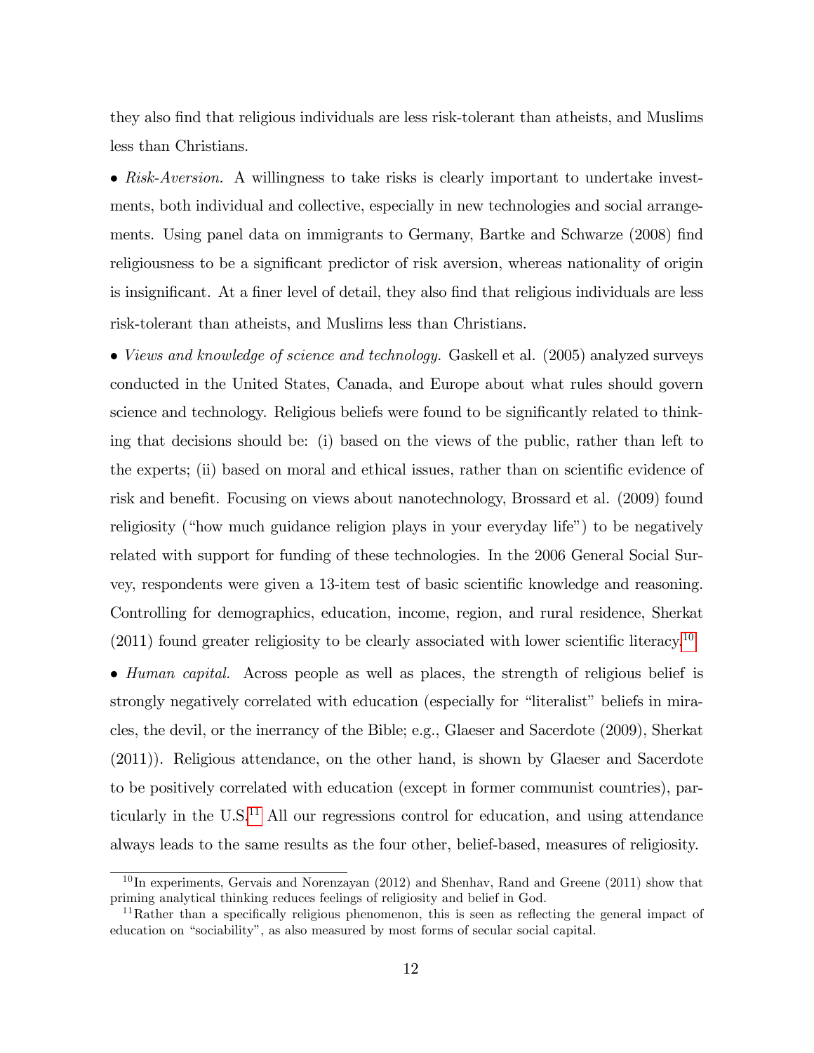they also find that religious individuals are less risk-tolerant than atheists, and Muslims less than Christians.

• *Risk-Aversion.* A willingness to take risks is clearly important to undertake investments, both individual and collective, especially in new technologies and social arrangements. Using panel data on immigrants to Germany, Bartke and Schwarze (2008) find religiousness to be a significant predictor of risk aversion, whereas nationality of origin is insignificant. At a finer level of detail, they also find that religious individuals are less risk-tolerant than atheists, and Muslims less than Christians.

• *Views and knowledge of science and technology.* Gaskell et al. (2005) analyzed surveys conducted in the United States, Canada, and Europe about what rules should govern science and technology. Religious beliefs were found to be significantly related to thinking that decisions should be: (i) based on the views of the public, rather than left to the experts; (ii) based on moral and ethical issues, rather than on scientific evidence of risk and benefit. Focusing on views about nanotechnology, Brossard et al. (2009) found religiosity ("how much guidance religion plays in your everyday life") to be negatively related with support for funding of these technologies. In the 2006 General Social Survey, respondents were given a 13-item test of basic scientific knowledge and reasoning. Controlling for demographics, education, income, region, and rural residence, Sherkat (2011) found greater religiosity to be clearly associated with lower scientific literacy.[10]

• *Human capital.* Across people as well as places, the strength of religious belief is strongly negatively correlated with education (especially for "literalist" beliefs in miracles, the devil, or the inerrancy of the Bible; e.g., Glaeser and Sacerdote (2009), Sherkat (2011)). Religious attendance, on the other hand, is shown by Glaeser and Sacerdote to be positively correlated with education (except in former communist countries), particularly in the U.S.[11] All our regressions control for education, and using attendance always leads to the same results as the four other, belief-based, measures of religiosity.

[10] In experiments, Gervais and Norenzayan (2012) and Shenhav, Rand and Greene (2011) show that priming analytical thinking reduces feelings of religiosity and belief in God.

[11] Rather than a specifically religious phenomenon, this is seen as reflecting the general impact of education on "sociability", as also measured by most forms of secular social capital.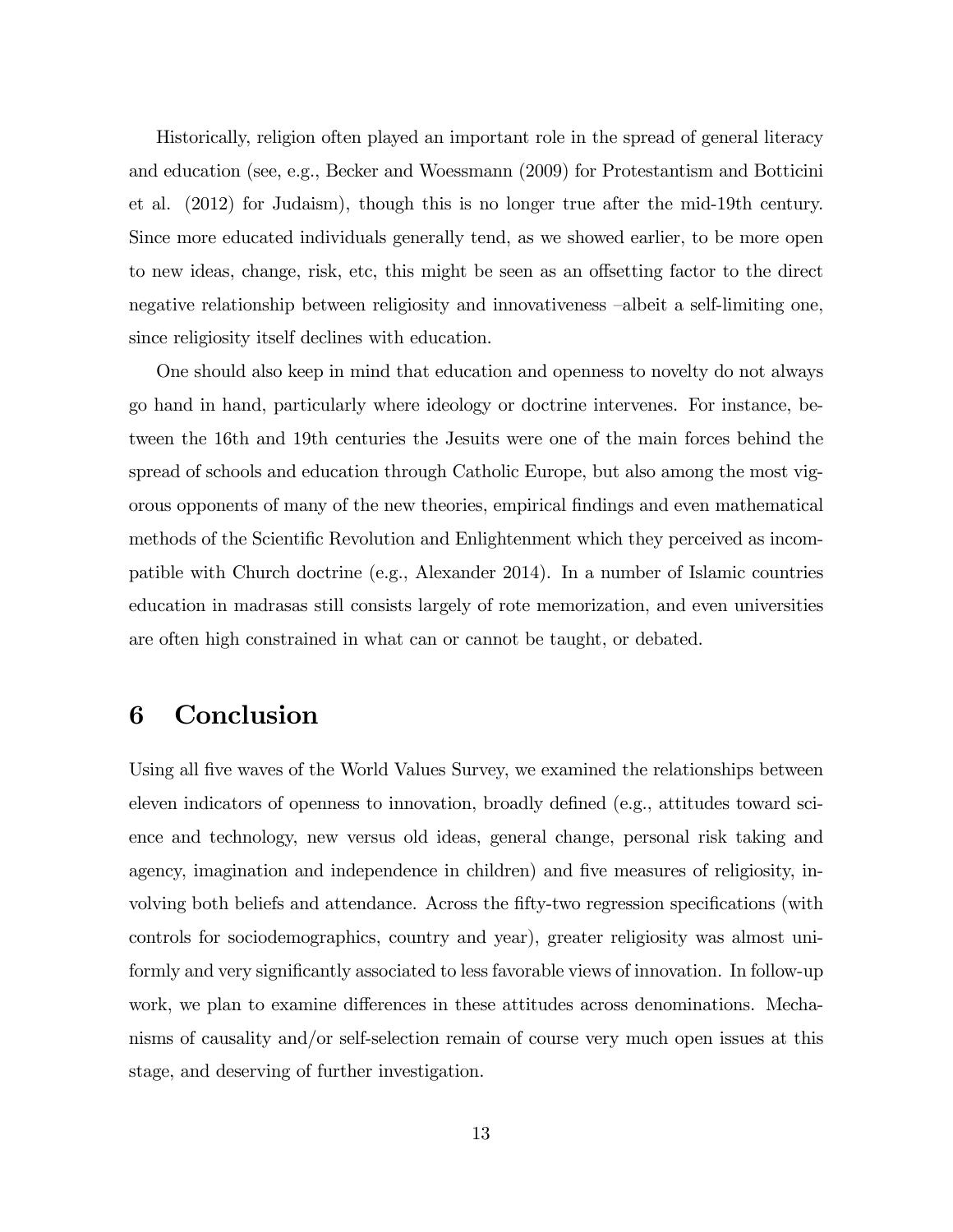Historically, religion often played an important role in the spread of general literacy and education (see, e.g., Becker and Woessmann (2009) for Protestantism and Botticini et al. (2012) for Judaism), though this is no longer true after the mid-19th century. Since more educated individuals generally tend, as we showed earlier, to be more open to new ideas, change, risk, etc, this might be seen as an offsetting factor to the direct negative relationship between religiosity and innovativeness –albeit a self-limiting one, since religiosity itself declines with education.

One should also keep in mind that education and openness to novelty do not always go hand in hand, particularly where ideology or doctrine intervenes. For instance, between the 16th and 19th centuries the Jesuits were one of the main forces behind the spread of schools and education through Catholic Europe, but also among the most vigorous opponents of many of the new theories, empirical findings and even mathematical methods of the Scientific Revolution and Enlightenment which they perceived as incompatible with Church doctrine (e.g., Alexander 2014). In a number of Islamic countries education in madrasas still consists largely of rote memorization, and even universities are often high constrained in what can or cannot be taught, or debated.

# 6 Conclusion

Using all five waves of the World Values Survey, we examined the relationships between eleven indicators of openness to innovation, broadly defined (e.g., attitudes toward science and technology, new versus old ideas, general change, personal risk taking and agency, imagination and independence in children) and five measures of religiosity, involving both beliefs and attendance. Across the fifty-two regression specifications (with controls for sociodemographics, country and year), greater religiosity was almost uniformly and very significantly associated to less favorable views of innovation. In follow-up work, we plan to examine differences in these attitudes across denominations. Mechanisms of causality and/or self-selection remain of course very much open issues at this stage, and deserving of further investigation.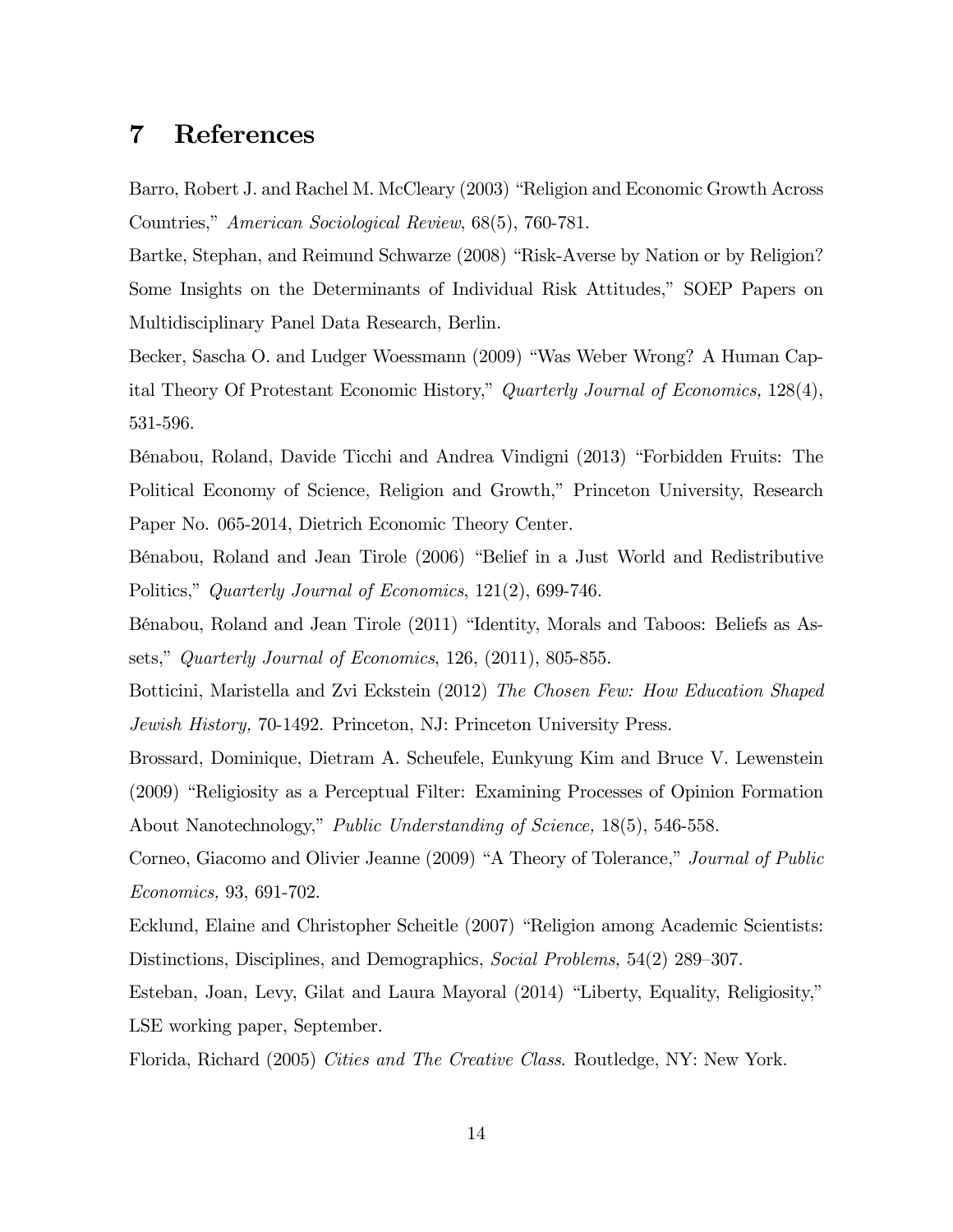# 7 References

Barro, Robert J. and Rachel M. McCleary (2003) "Religion and Economic Growth Across Countries," *American Sociological Review*, 68(5), 760-781.

Bartke, Stephan, and Reimund Schwarze (2008) "Risk-Averse by Nation or by Religion? Some Insights on the Determinants of Individual Risk Attitudes," SOEP Papers on Multidisciplinary Panel Data Research, Berlin.

Becker, Sascha O. and Ludger Woessmann (2009) "Was Weber Wrong? A Human Capital Theory Of Protestant Economic History," *Quarterly Journal of Economics,* 128(4), 531-596.

Bénabou, Roland, Davide Ticchi and Andrea Vindigni (2013) "Forbidden Fruits: The Political Economy of Science, Religion and Growth," Princeton University, Research Paper No. 065-2014, Dietrich Economic Theory Center.

Bénabou, Roland and Jean Tirole (2006) "Belief in a Just World and Redistributive Politics," *Quarterly Journal of Economics*, 121(2), 699-746.

Bénabou, Roland and Jean Tirole (2011) "Identity, Morals and Taboos: Beliefs as Assets," *Quarterly Journal of Economics*, 126, (2011), 805-855.

Botticini, Maristella and Zvi Eckstein (2012) *The Chosen Few: How Education Shaped Jewish History,* 70-1492. Princeton, NJ: Princeton University Press.

Brossard, Dominique, Dietram A. Scheufele, Eunkyung Kim and Bruce V. Lewenstein (2009) "Religiosity as a Perceptual Filter: Examining Processes of Opinion Formation About Nanotechnology," *Public Understanding of Science,* 18(5), 546-558.

Corneo, Giacomo and Olivier Jeanne (2009) "A Theory of Tolerance," *Journal of Public Economics,* 93, 691-702.

Ecklund, Elaine and Christopher Scheitle (2007) "Religion among Academic Scientists: Distinctions, Disciplines, and Demographics, *Social Problems,* 54(2) 289–307.

Esteban, Joan, Levy, Gilat and Laura Mayoral (2014) "Liberty, Equality, Religiosity," LSE working paper, September.

Florida, Richard (2005) *Cities and The Creative Class*. Routledge, NY: New York.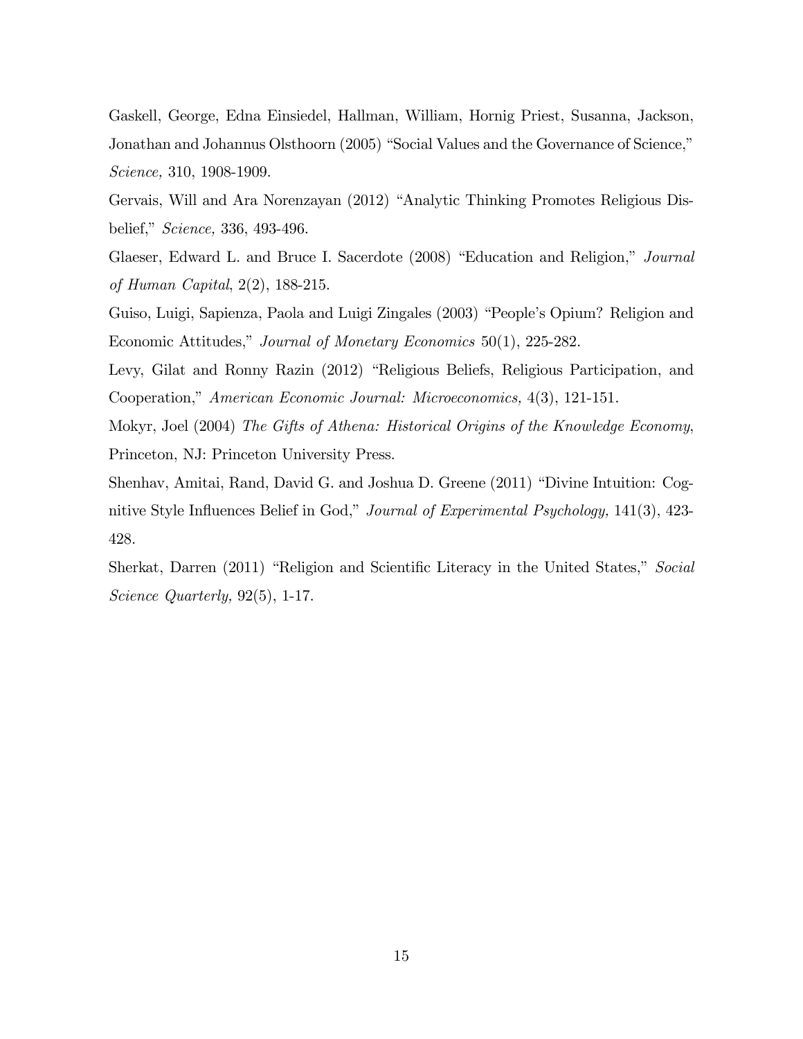Gaskell, George, Edna Einsiedel, Hallman, William, Hornig Priest, Susanna, Jackson, Jonathan and Johannus Olsthoorn (2005) "Social Values and the Governance of Science," *Science,* 310, 1908-1909.

Gervais, Will and Ara Norenzayan (2012) "Analytic Thinking Promotes Religious Disbelief," *Science,* 336, 493-496.

Glaeser, Edward L. and Bruce I. Sacerdote (2008) "Education and Religion," *Journal of Human Capital*, 2(2), 188-215.

Guiso, Luigi, Sapienza, Paola and Luigi Zingales (2003) "People's Opium? Religion and Economic Attitudes," *Journal of Monetary Economics* 50(1), 225-282.

Levy, Gilat and Ronny Razin (2012) "Religious Beliefs, Religious Participation, and Cooperation," *American Economic Journal: Microeconomics,* 4(3), 121-151.

Mokyr, Joel (2004) *The Gifts of Athena: Historical Origins of the Knowledge Economy*, Princeton, NJ: Princeton University Press.

Shenhav, Amitai, Rand, David G. and Joshua D. Greene (2011) "Divine Intuition: Cognitive Style Influences Belief in God," *Journal of Experimental Psychology,* 141(3), 423-428.

Sherkat, Darren (2011) "Religion and Scientific Literacy in the United States," *Social Science Quarterly,* 92(5), 1-17.